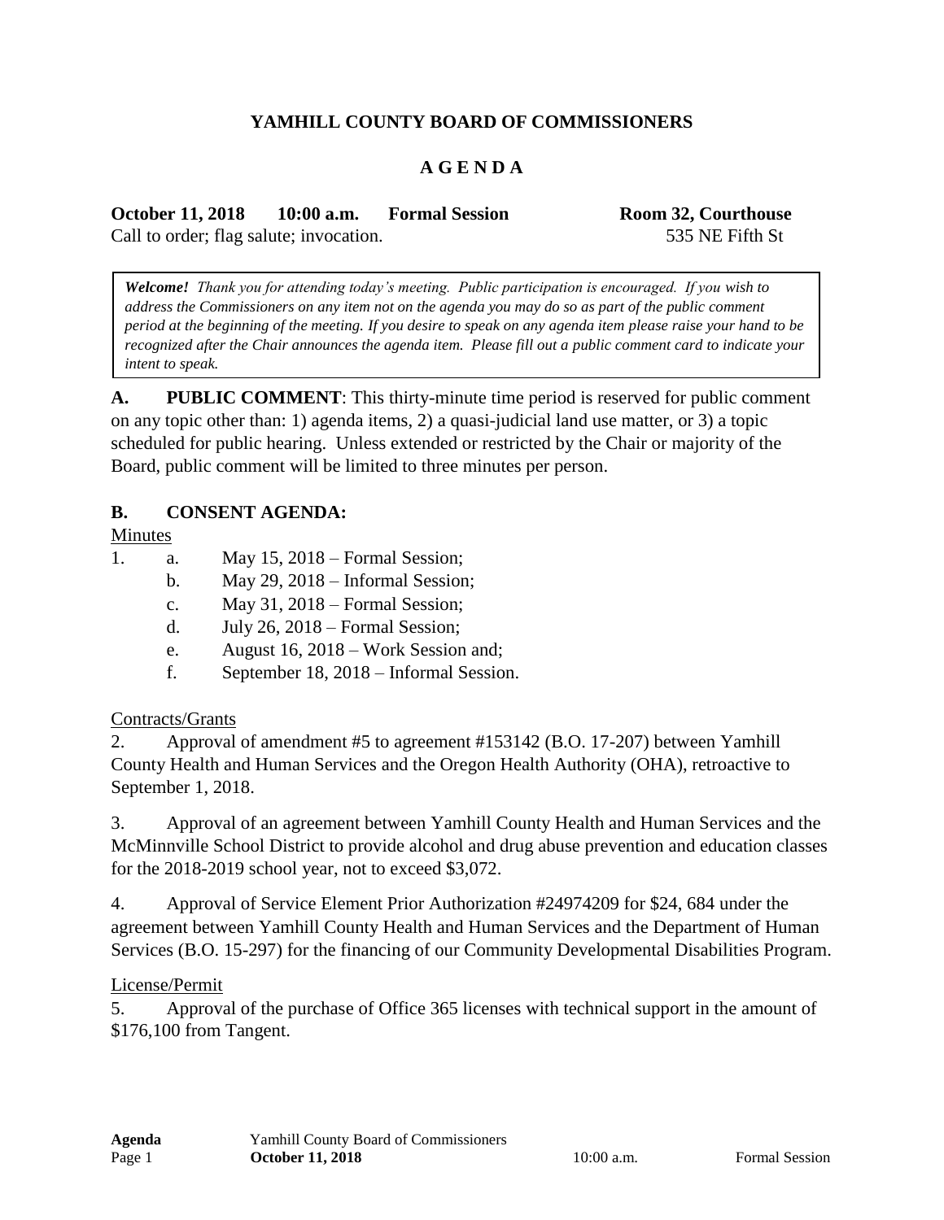## YAMHILL COUNTY BOARD OF COMMISSIONERS

## A G E N D A

**October 11, 2018 10:00 a.m. Formal Session** **Room 32, Courthouse**
Call to order; flag salute; invocation. 535 NE Fifth St

> ***Welcome!*** *Thank you for attending today's meeting. Public participation is encouraged. If you wish to address the Commissioners on any item not on the agenda you may do so as part of the public comment period at the beginning of the meeting. If you desire to speak on any agenda item please raise your hand to be recognized after the Chair announces the agenda item. Please fill out a public comment card to indicate your intent to speak.*

**A. PUBLIC COMMENT**: This thirty-minute time period is reserved for public comment on any topic other than: 1) agenda items, 2) a quasi-judicial land use matter, or 3) a topic scheduled for public hearing. Unless extended or restricted by the Chair or majority of the Board, public comment will be limited to three minutes per person.

**B. CONSENT AGENDA:**

Minutes

1. a. May 15, 2018 – Formal Session;
   b. May 29, 2018 – Informal Session;
   c. May 31, 2018 – Formal Session;
   d. July 26, 2018 – Formal Session;
   e. August 16, 2018 – Work Session and;
   f. September 18, 2018 – Informal Session.

Contracts/Grants

2. Approval of amendment #5 to agreement #153142 (B.O. 17-207) between Yamhill County Health and Human Services and the Oregon Health Authority (OHA), retroactive to September 1, 2018.

3. Approval of an agreement between Yamhill County Health and Human Services and the McMinnville School District to provide alcohol and drug abuse prevention and education classes for the 2018-2019 school year, not to exceed $3,072.

4. Approval of Service Element Prior Authorization #24974209 for $24, 684 under the agreement between Yamhill County Health and Human Services and the Department of Human Services (B.O. 15-297) for the financing of our Community Developmental Disabilities Program.

License/Permit

5. Approval of the purchase of Office 365 licenses with technical support in the amount of $176,100 from Tangent.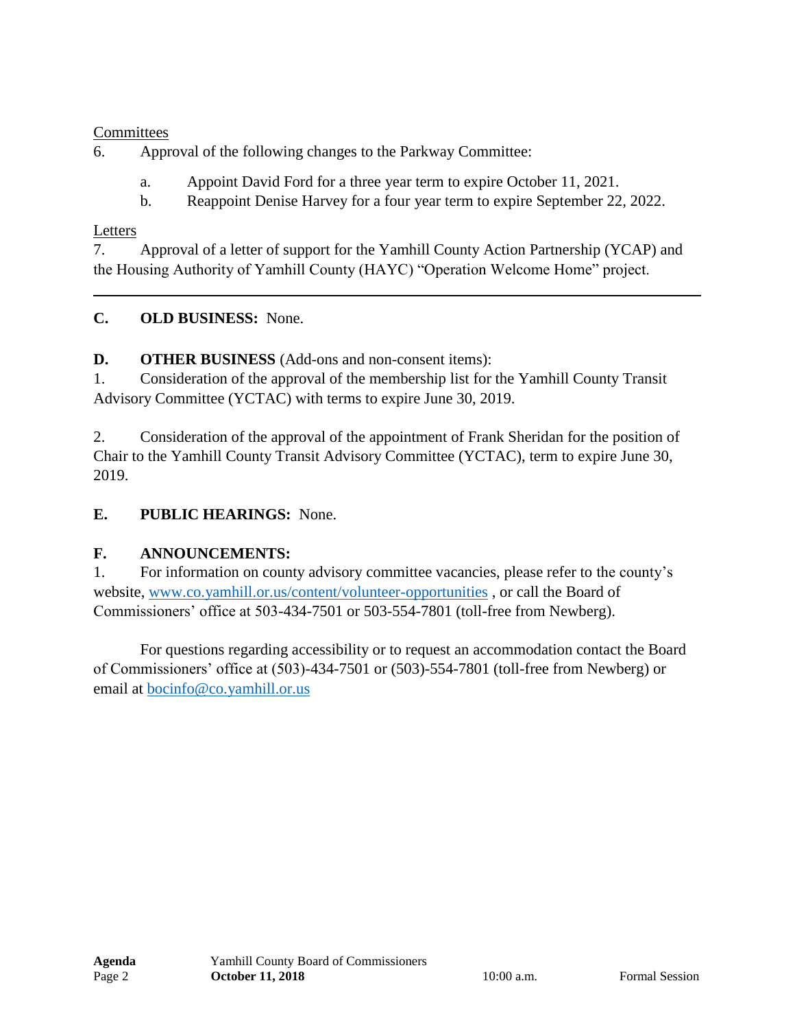Committees

6. Approval of the following changes to the Parkway Committee:

   a. Appoint David Ford for a three year term to expire October 11, 2021.
   
   b. Reappoint Denise Harvey for a four year term to expire September 22, 2022.

Letters

7. Approval of a letter of support for the Yamhill County Action Partnership (YCAP) and the Housing Authority of Yamhill County (HAYC) "Operation Welcome Home" project.

---

**C. OLD BUSINESS:** None.

**D. OTHER BUSINESS** (Add-ons and non-consent items):

1. Consideration of the approval of the membership list for the Yamhill County Transit Advisory Committee (YCTAC) with terms to expire June 30, 2019.

2. Consideration of the approval of the appointment of Frank Sheridan for the position of Chair to the Yamhill County Transit Advisory Committee (YCTAC), term to expire June 30, 2019.

**E. PUBLIC HEARINGS:** None.

**F. ANNOUNCEMENTS:**

1. For information on county advisory committee vacancies, please refer to the county's website, www.co.yamhill.or.us/content/volunteer-opportunities , or call the Board of Commissioners' office at 503-434-7501 or 503-554-7801 (toll-free from Newberg).

For questions regarding accessibility or to request an accommodation contact the Board of Commissioners' office at (503)-434-7501 or (503)-554-7801 (toll-free from Newberg) or email at bocinfo@co.yamhill.or.us